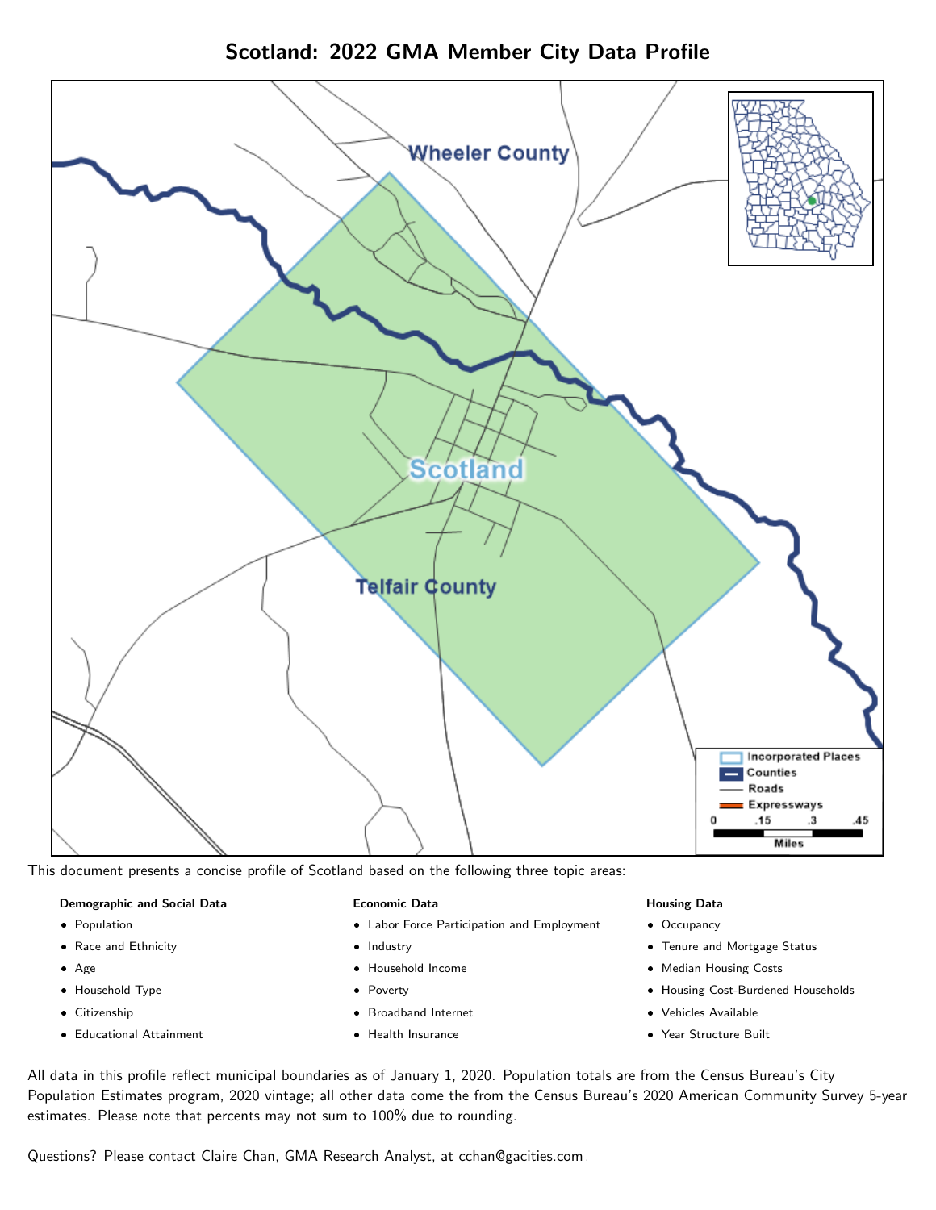# Scotland: 2022 GMA Member City Data Profile

This document presents a concise profile of Scotland based on the following three topic areas:

**Demographic and Social Data**

- Population
- Race and Ethnicity
- Age
- Household Type
- Citizenship
- Educational Attainment

**Economic Data**

- Labor Force Participation and Employment
- Industry
- Household Income
- Poverty
- Broadband Internet
- Health Insurance

**Housing Data**

- Occupancy
- Tenure and Mortgage Status
- Median Housing Costs
- Housing Cost-Burdened Households
- Vehicles Available
- Year Structure Built

All data in this profile reflect municipal boundaries as of January 1, 2020. Population totals are from the Census Bureau's City Population Estimates program, 2020 vintage; all other data come the from the Census Bureau's 2020 American Community Survey 5-year estimates. Please note that percents may not sum to 100% due to rounding.

Questions? Please contact Claire Chan, GMA Research Analyst, at cchan@gacities.com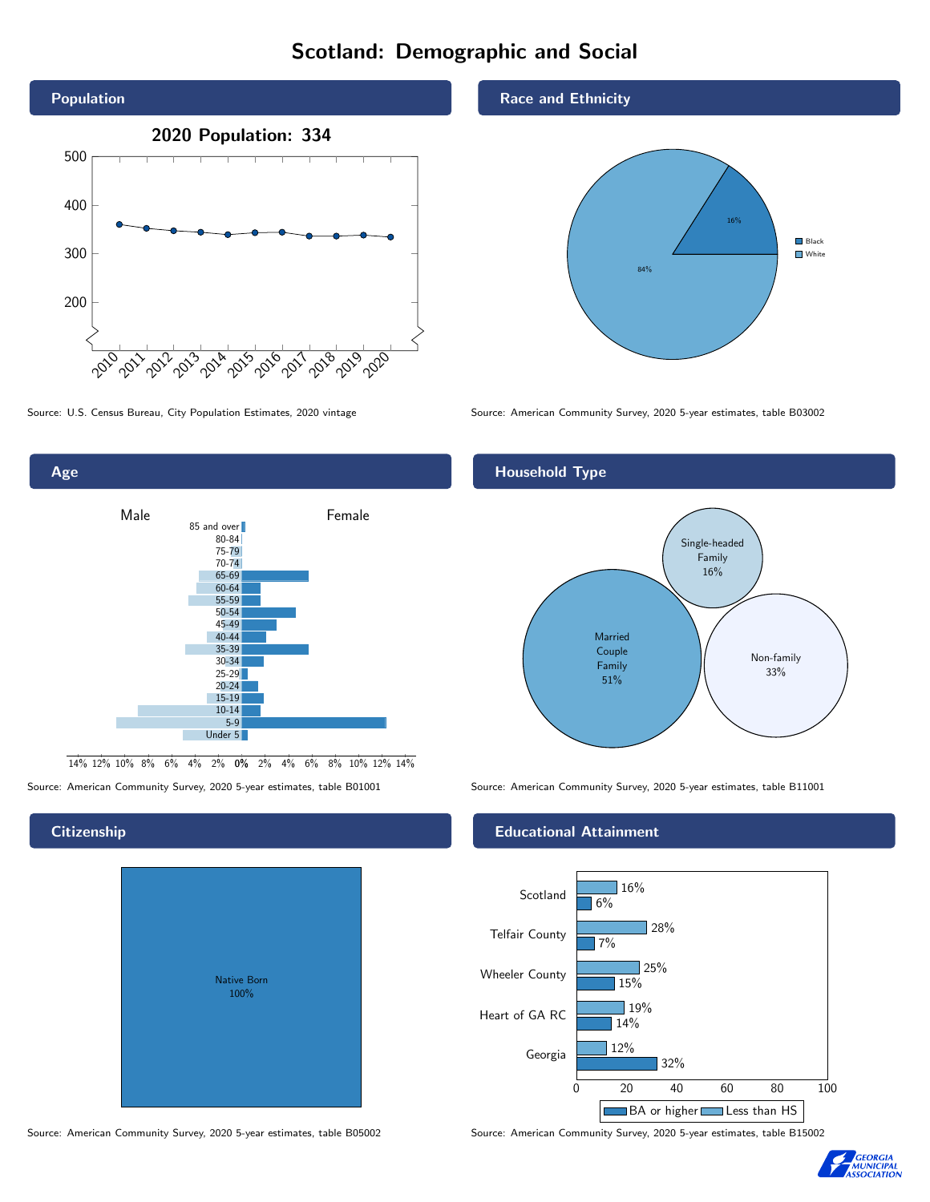# Scotland: Demographic and Social

## Population

2020 Population: 334

Source: U.S. Census Bureau, City Population Estimates, 2020 vintage

## Race and Ethnicity

| Race | Percent |
|---|---|
| Black | 16% |
| White | 84% |

Source: American Community Survey, 2020 5-year estimates, table B03002

## Age

Male / Female

Source: American Community Survey, 2020 5-year estimates, table B01001

## Household Type

| Household Type | Percent |
|---|---|
| Married Couple Family | 51% |
| Single-headed Family | 16% |
| Non-family | 33% |

Source: American Community Survey, 2020 5-year estimates, table B11001

## Citizenship

Native Born 100%

Source: American Community Survey, 2020 5-year estimates, table B05002

## Educational Attainment

| Area | Less than HS | BA or higher |
|---|---|---|
| Scotland | 16% | 6% |
| Telfair County | 28% | 7% |
| Wheeler County | 25% | 15% |
| Heart of GA RC | 19% | 14% |
| Georgia | 12% | 32% |

Source: American Community Survey, 2020 5-year estimates, table B15002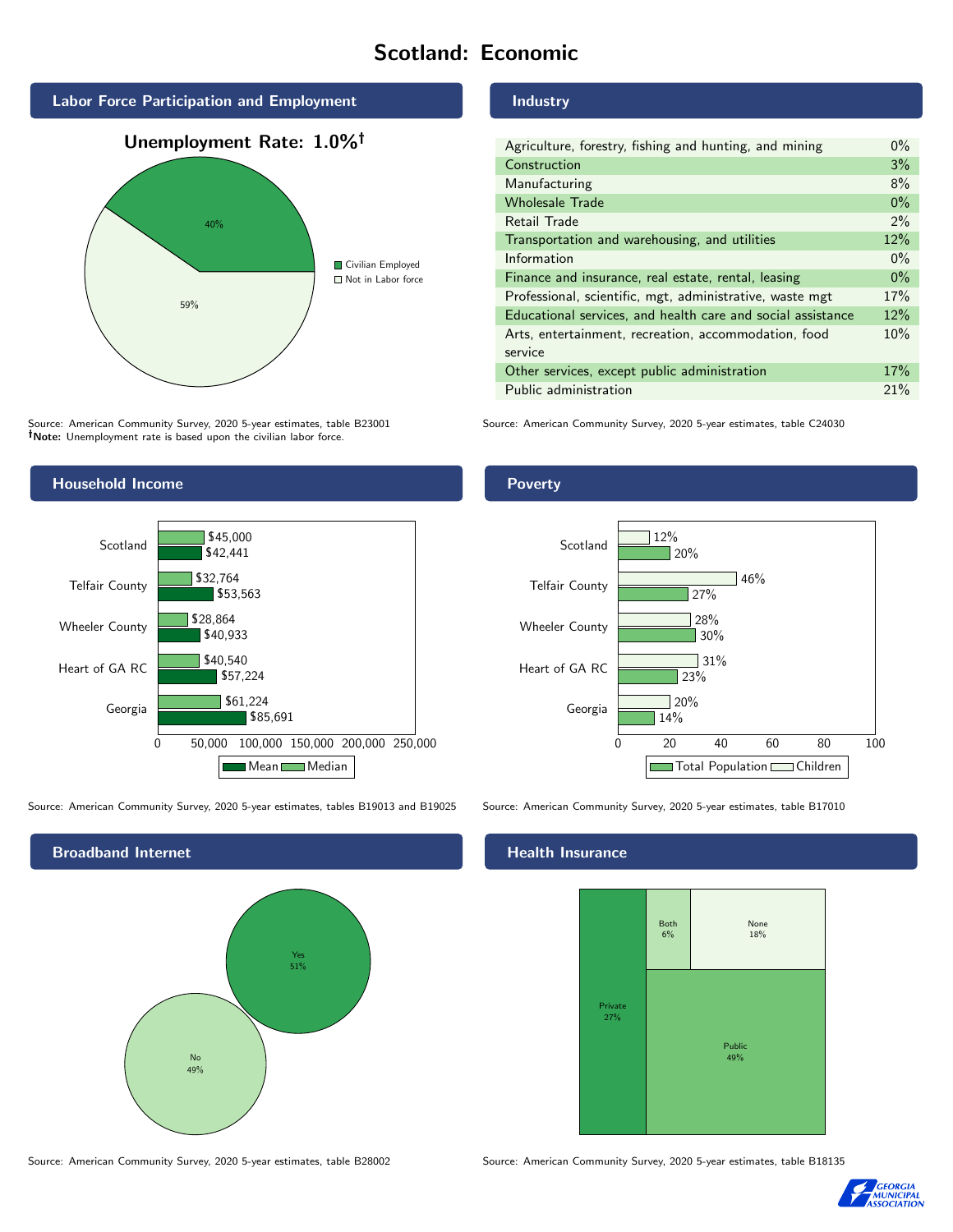# Scotland: Economic

## Labor Force Participation and Employment

**Unemployment Rate: 1.0%†**

| Category | Percent |
|---|---|
| Civilian Employed | 40% |
| Not in Labor force | 59% |

Source: American Community Survey, 2020 5-year estimates, table B23001
**†Note:** Unemployment rate is based upon the civilian labor force.

## Industry

| Industry | Percent |
|---|---|
| Agriculture, forestry, fishing and hunting, and mining | 0% |
| Construction | 3% |
| Manufacturing | 8% |
| Wholesale Trade | 0% |
| Retail Trade | 2% |
| Transportation and warehousing, and utilities | 12% |
| Information | 0% |
| Finance and insurance, real estate, rental, leasing | 0% |
| Professional, scientific, mgt, administrative, waste mgt | 17% |
| Educational services, and health care and social assistance | 12% |
| Arts, entertainment, recreation, accommodation, food service | 10% |
| Other services, except public administration | 17% |
| Public administration | 21% |

Source: American Community Survey, 2020 5-year estimates, table C24030

## Household Income

| Area | Median | Mean |
|---|---|---|
| Scotland | $45,000 | $42,441 |
| Telfair County | $32,764 | $53,563 |
| Wheeler County | $28,864 | $40,933 |
| Heart of GA RC | $40,540 | $57,224 |
| Georgia | $61,224 | $85,691 |

Source: American Community Survey, 2020 5-year estimates, tables B19013 and B19025

## Poverty

| Area | Children | Total Population |
|---|---|---|
| Scotland | 12% | 20% |
| Telfair County | 46% | 27% |
| Wheeler County | 28% | 30% |
| Heart of GA RC | 31% | 23% |
| Georgia | 20% | 14% |

Source: American Community Survey, 2020 5-year estimates, table B17010

## Broadband Internet

| Response | Percent |
|---|---|
| Yes | 51% |
| No | 49% |

Source: American Community Survey, 2020 5-year estimates, table B28002

## Health Insurance

| Type | Percent |
|---|---|
| Private | 27% |
| Both | 6% |
| None | 18% |
| Public | 49% |

Source: American Community Survey, 2020 5-year estimates, table B18135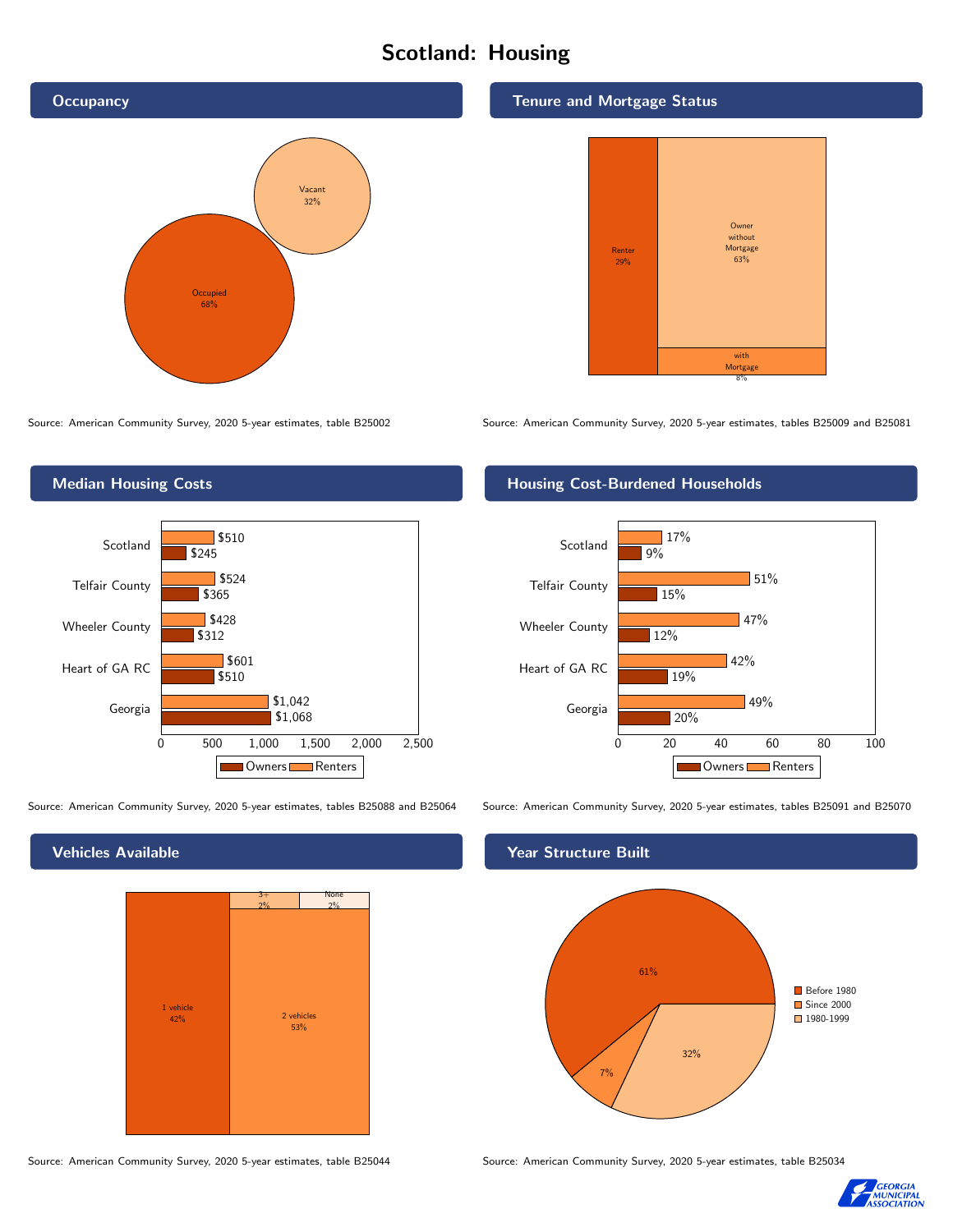# Scotland: Housing

## Occupancy

Vacant
32%

Occupied
68%

Source: American Community Survey, 2020 5-year estimates, table B25002

## Tenure and Mortgage Status

Renter
29%

Owner
without
Mortgage
63%

with
Mortgage
8%

Source: American Community Survey, 2020 5-year estimates, tables B25009 and B25081

## Median Housing Costs

Scotland
$510
$245

Telfair County
$524
$365

Wheeler County
$428
$312

Heart of GA RC
$601
$510

Georgia
$1,042
$1,068

0 500 1,000 1,500 2,000 2,500

Owners Renters

Source: American Community Survey, 2020 5-year estimates, tables B25088 and B25064

## Housing Cost-Burdened Households

Scotland
17%
9%

Telfair County
51%
15%

Wheeler County
47%
12%

Heart of GA RC
42%
19%

Georgia
49%
20%

0 20 40 60 80 100

Owners Renters

Source: American Community Survey, 2020 5-year estimates, tables B25091 and B25070

## Vehicles Available

1 vehicle
42%

2 vehicles
53%

3+
2%

None
2%

Source: American Community Survey, 2020 5-year estimates, table B25044

## Year Structure Built

61%

7%

32%

Before 1980
Since 2000
1980-1999

Source: American Community Survey, 2020 5-year estimates, table B25034